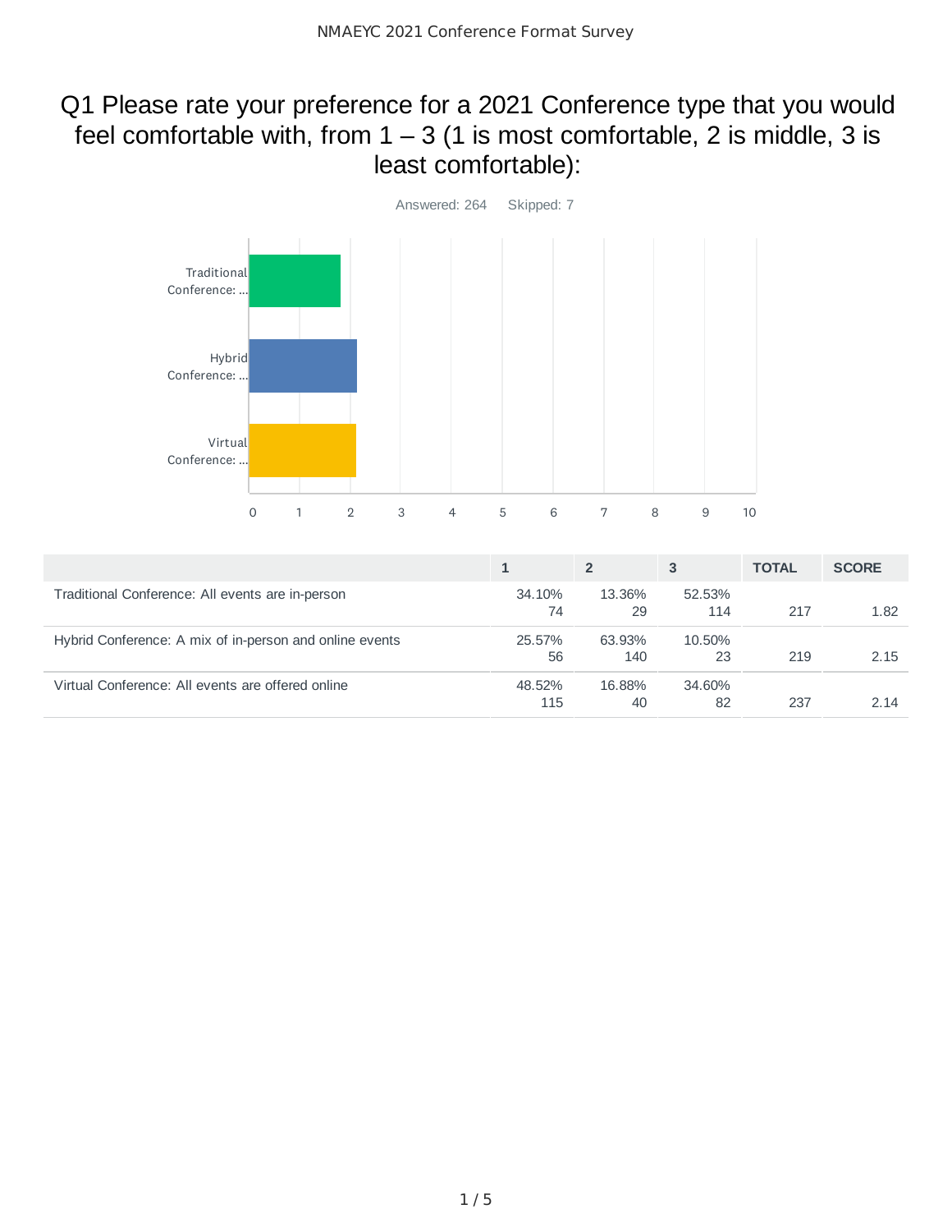# Q1 Please rate your preference for a 2021 Conference type that you would feel comfortable with, from 1 – 3 (1 is most comfortable, 2 is middle, 3 is least comfortable):

Answered: 264 Skipped: 7

|  | 1 | 2 | 3 | TOTAL | SCORE |
|---|---|---|---|---|---|
| Traditional Conference: All events are in-person | 34.10% 74 | 13.36% 29 | 52.53% 114 | 217 | 1.82 |
| Hybrid Conference: A mix of in-person and online events | 25.57% 56 | 63.93% 140 | 10.50% 23 | 219 | 2.15 |
| Virtual Conference: All events are offered online | 48.52% 115 | 16.88% 40 | 34.60% 82 | 237 | 2.14 |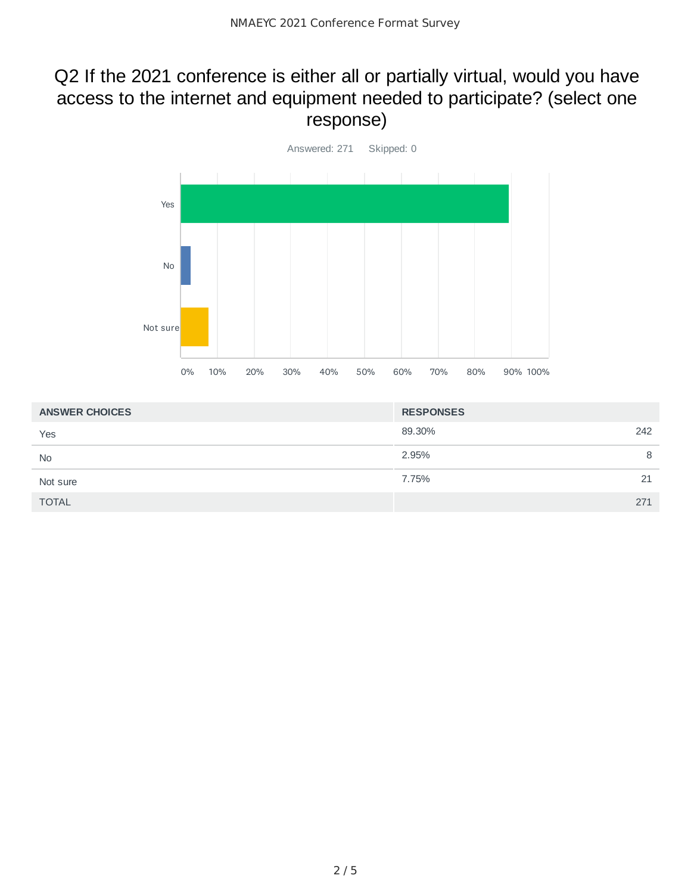## Q2 If the 2021 conference is either all or partially virtual, would you have access to the internet and equipment needed to participate? (select one response)

Answered: 271 Skipped: 0

| ANSWER CHOICES | RESPONSES | |
|---|---|---|
| Yes | 89.30% | 242 |
| No | 2.95% | 8 |
| Not sure | 7.75% | 21 |
| TOTAL | | 271 |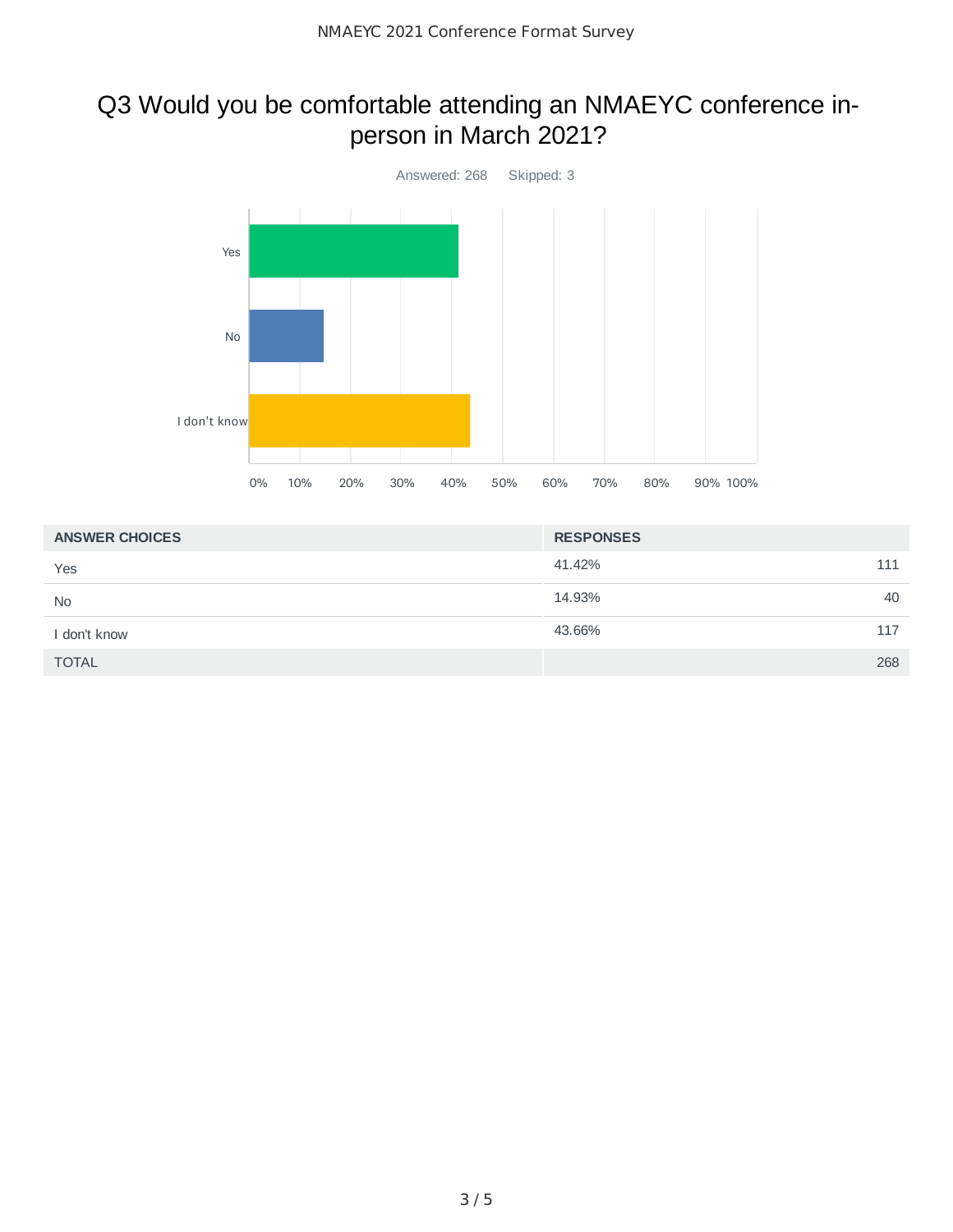# Q3 Would you be comfortable attending an NMAEYC conference in-person in March 2021?

Answered: 268 Skipped: 3

| ANSWER CHOICES | RESPONSES | |
|---|---|---|
| Yes | 41.42% | 111 |
| No | 14.93% | 40 |
| I don't know | 43.66% | 117 |
| TOTAL | | 268 |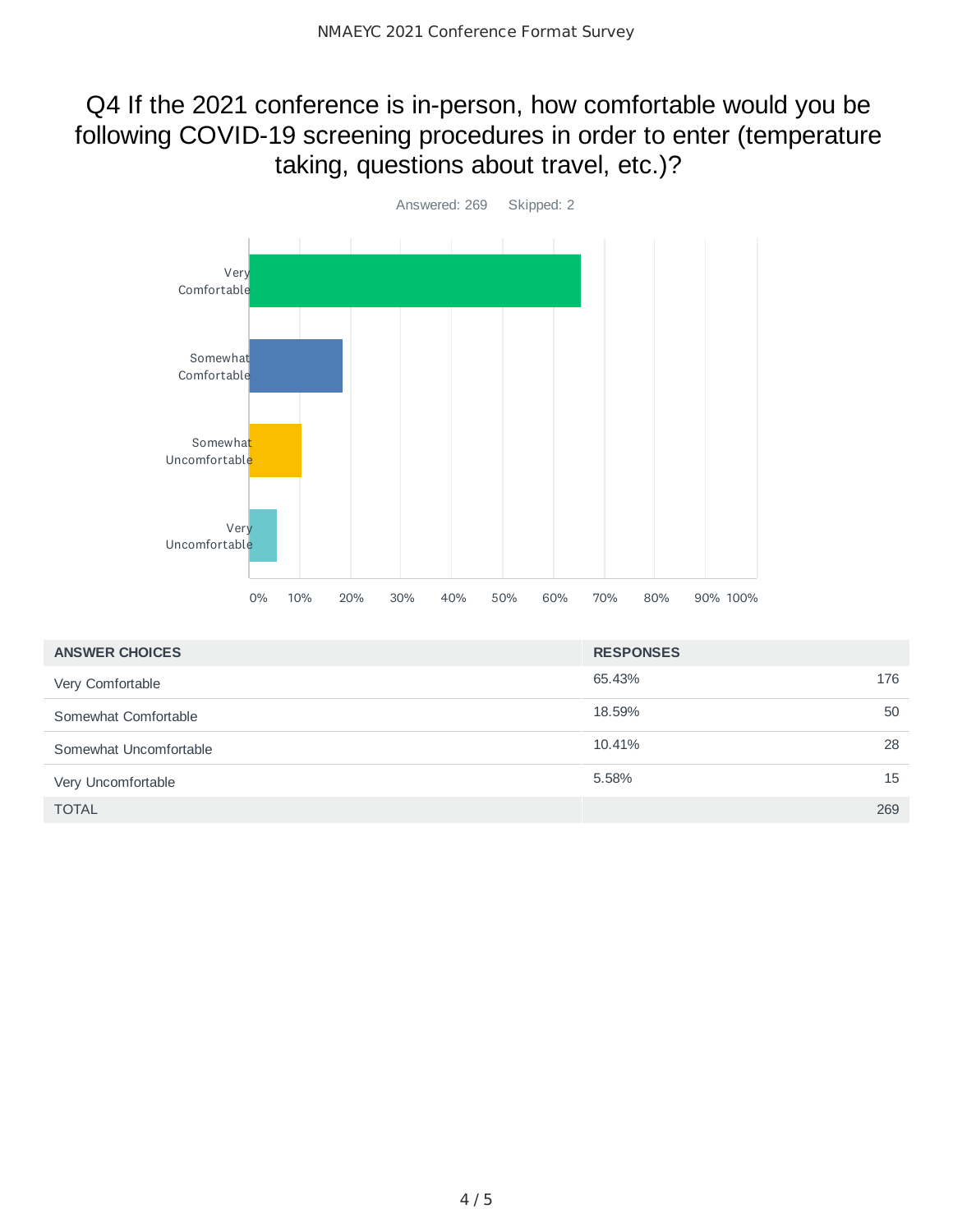# Q4 If the 2021 conference is in-person, how comfortable would you be following COVID-19 screening procedures in order to enter (temperature taking, questions about travel, etc.)?

Answered: 269 Skipped: 2

| ANSWER CHOICES | RESPONSES | |
|---|---|---|
| Very Comfortable | 65.43% | 176 |
| Somewhat Comfortable | 18.59% | 50 |
| Somewhat Uncomfortable | 10.41% | 28 |
| Very Uncomfortable | 5.58% | 15 |
| TOTAL | | 269 |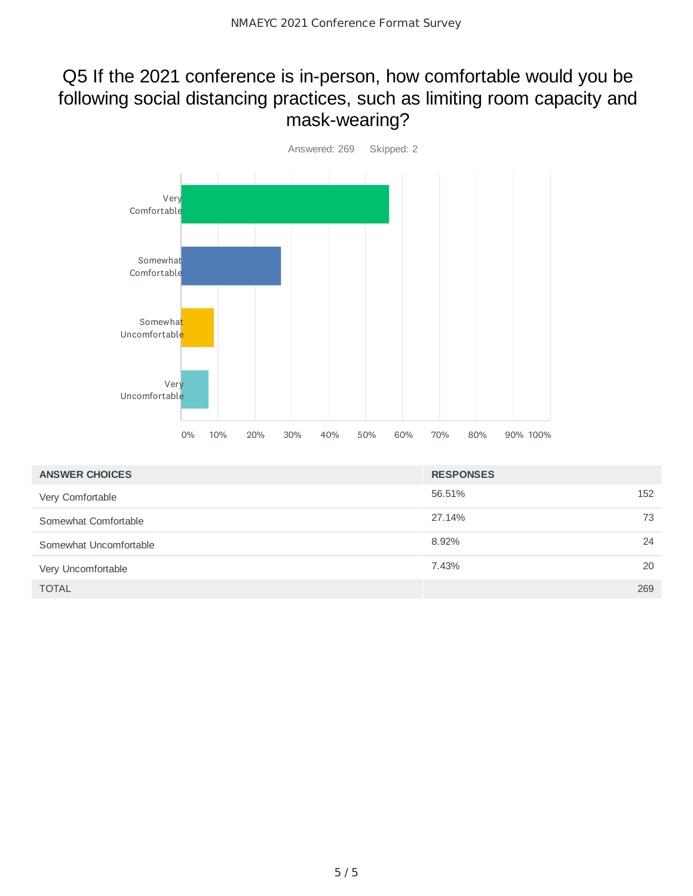# Q5 If the 2021 conference is in-person, how comfortable would you be following social distancing practices, such as limiting room capacity and mask-wearing?

Answered: 269 Skipped: 2

Very Comfortable

Somewhat Comfortable

Somewhat Uncomfortable

Very Uncomfortable

0% 10% 20% 30% 40% 50% 60% 70% 80% 90% 100%

| ANSWER CHOICES | RESPONSES | |
|---|---|---|
| Very Comfortable | 56.51% | 152 |
| Somewhat Comfortable | 27.14% | 73 |
| Somewhat Uncomfortable | 8.92% | 24 |
| Very Uncomfortable | 7.43% | 20 |
| TOTAL | | 269 |